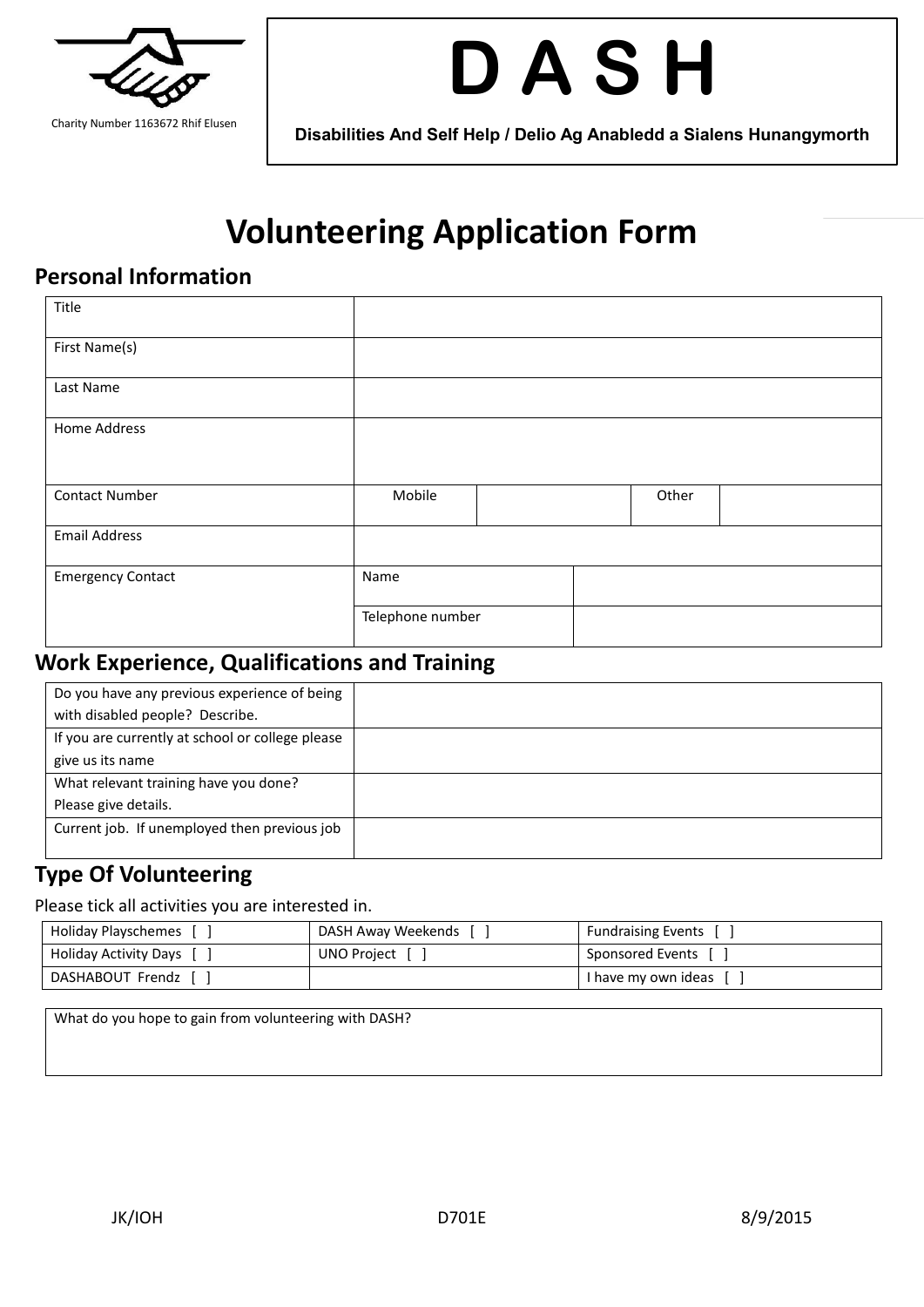Charity Number 1163672 Rhif Elusen

# D A S H

**Disabilities And Self Help / Delio Ag Anabledd a Sialens Hunangymorth**

# Volunteering Application Form

## Personal Information

| Title | | | | |
|---|---|---|---|---|
| First Name(s) | | | | |
| Last Name | | | | |
| Home Address | | | | |
| Contact Number | Mobile | | Other | |
| Email Address | | | | |
| Emergency Contact | Name | | | |
| | Telephone number | | | |

## Work Experience, Qualifications and Training

| Do you have any previous experience of being with disabled people? Describe. | |
|---|---|
| If you are currently at school or college please give us its name | |
| What relevant training have you done? Please give details. | |
| Current job. If unemployed then previous job | |

## Type Of Volunteering

Please tick all activities you are interested in.

| Holiday Playschemes [ ] | DASH Away Weekends [ ] | Fundraising Events [ ] |
|---|---|---|
| Holiday Activity Days [ ] | UNO Project [ ] | Sponsored Events [ ] |
| DASHABOUT Frendz [ ] | | I have my own ideas [ ] |

| What do you hope to gain from volunteering with DASH? |
|---|
| |

JK/IOH D701E 8/9/2015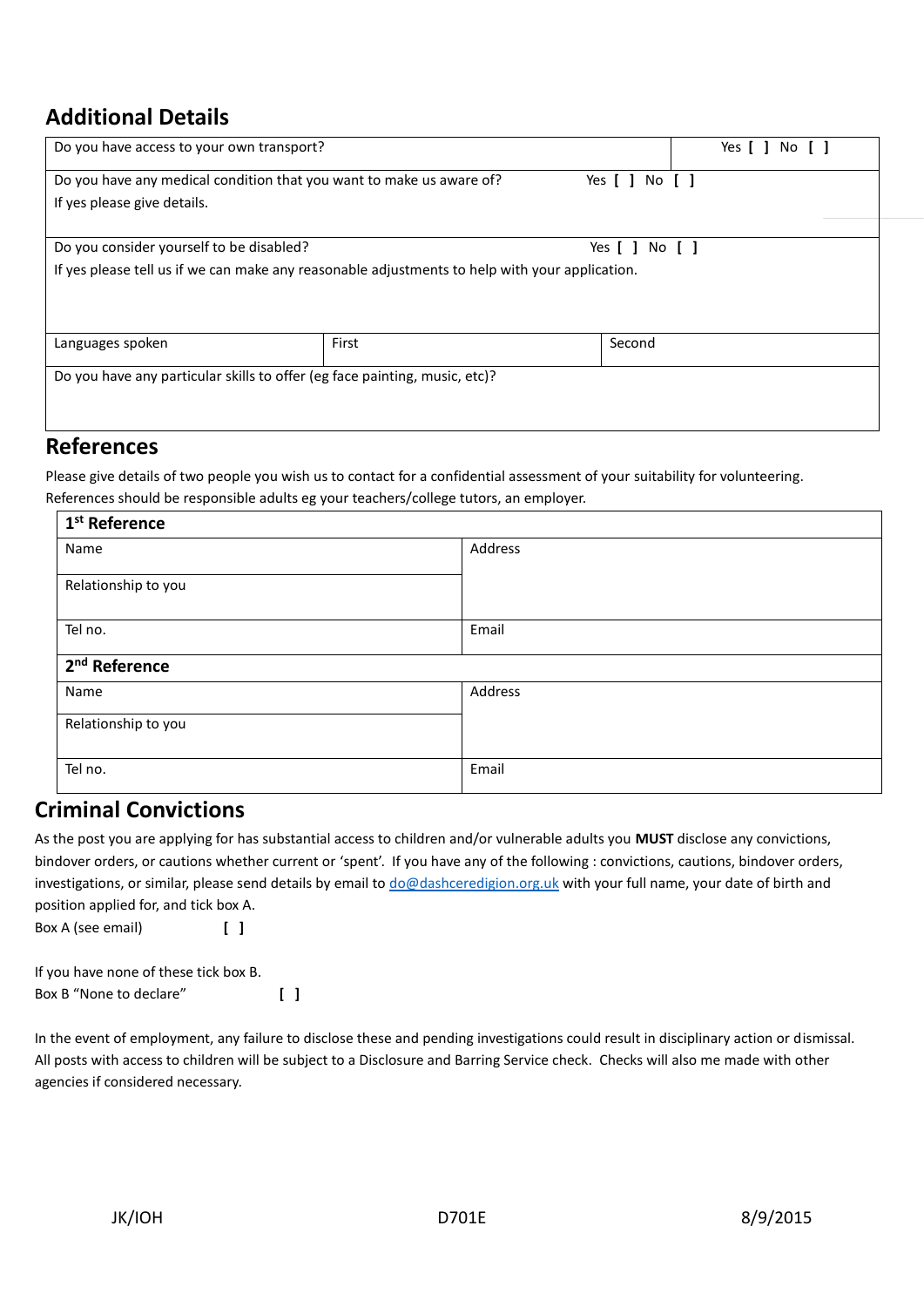## Additional Details

| Do you have access to your own transport? | Yes [ ] No [ ] |
|---|---|
| Do you have any medical condition that you want to make us aware of? Yes [ ] No [ ]<br>If yes please give details. | |
| Do you consider yourself to be disabled? Yes [ ] No [ ]<br>If yes please tell us if we can make any reasonable adjustments to help with your application. | |

| Languages spoken | First | Second |
|---|---|---|
| Do you have any particular skills to offer (eg face painting, music, etc)? | | |

## References

Please give details of two people you wish us to contact for a confidential assessment of your suitability for volunteering. References should be responsible adults eg your teachers/college tutors, an employer.

| **1st Reference** | |
|---|---|
| Name | Address |
| Relationship to you | |
| Tel no. | Email |
| **2nd Reference** | |
| Name | Address |
| Relationship to you | |
| Tel no. | Email |

## Criminal Convictions

As the post you are applying for has substantial access to children and/or vulnerable adults you **MUST** disclose any convictions, bindover orders, or cautions whether current or 'spent'. If you have any of the following : convictions, cautions, bindover orders, investigations, or similar, please send details by email to do@dashceredigion.org.uk with your full name, your date of birth and position applied for, and tick box A.

Box A (see email) [ ]

If you have none of these tick box B.

Box B "None to declare" [ ]

In the event of employment, any failure to disclose these and pending investigations could result in disciplinary action or dismissal. All posts with access to children will be subject to a Disclosure and Barring Service check. Checks will also me made with other agencies if considered necessary.

JK/IOH D701E 8/9/2015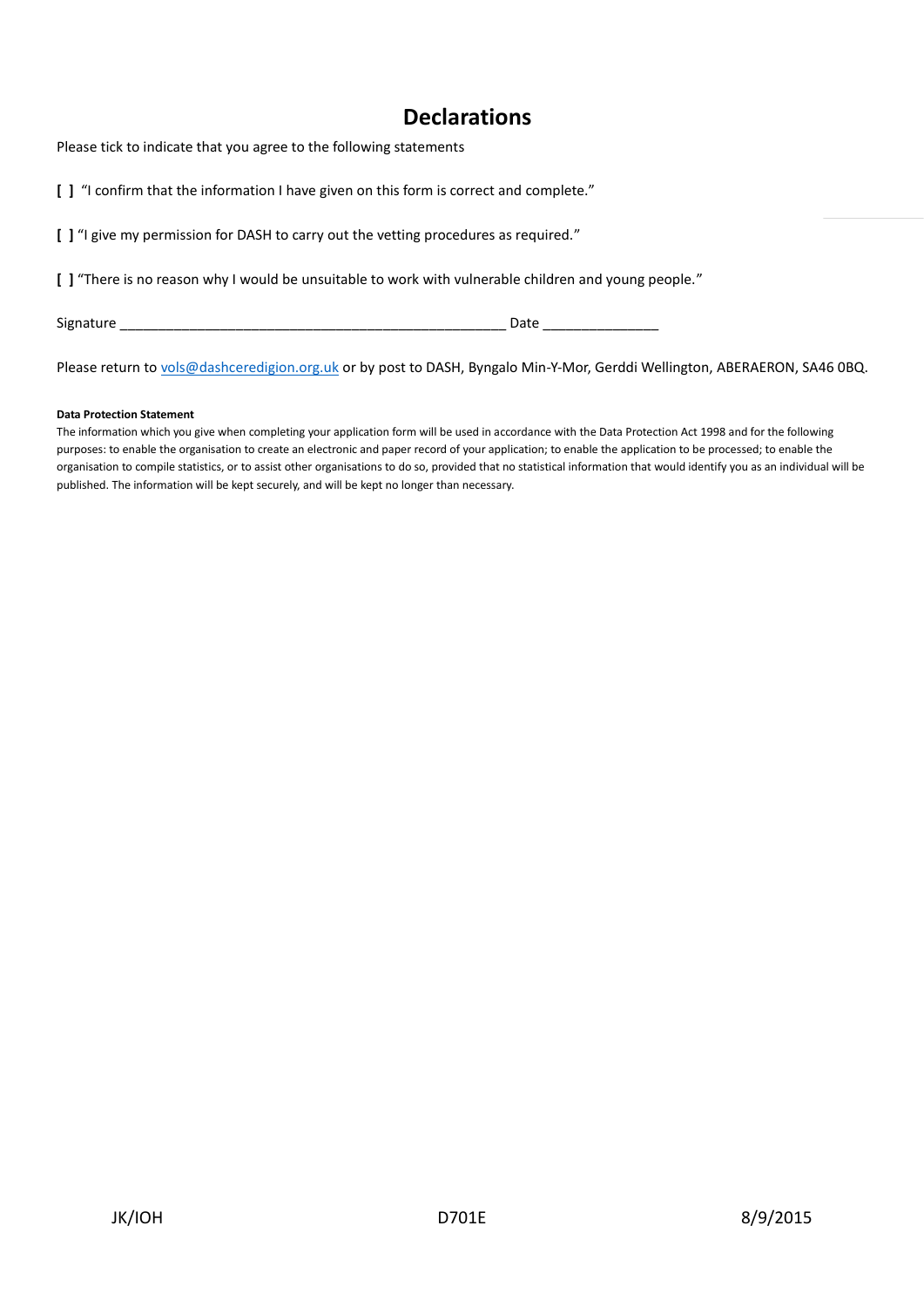# Declarations

Please tick to indicate that you agree to the following statements

**[ ]** "I confirm that the information I have given on this form is correct and complete."

**[ ]** "I give my permission for DASH to carry out the vetting procedures as required."

**[ ]** "There is no reason why I would be unsuitable to work with vulnerable children and young people."

Signature ___________________________________________________ Date _______________

Please return to vols@dashceredigion.org.uk or by post to DASH, Byngalo Min-Y-Mor, Gerddi Wellington, ABERAERON, SA46 0BQ.

**Data Protection Statement**

The information which you give when completing your application form will be used in accordance with the Data Protection Act 1998 and for the following purposes: to enable the organisation to create an electronic and paper record of your application; to enable the application to be processed; to enable the organisation to compile statistics, or to assist other organisations to do so, provided that no statistical information that would identify you as an individual will be published. The information will be kept securely, and will be kept no longer than necessary.

JK/IOH D701E 8/9/2015